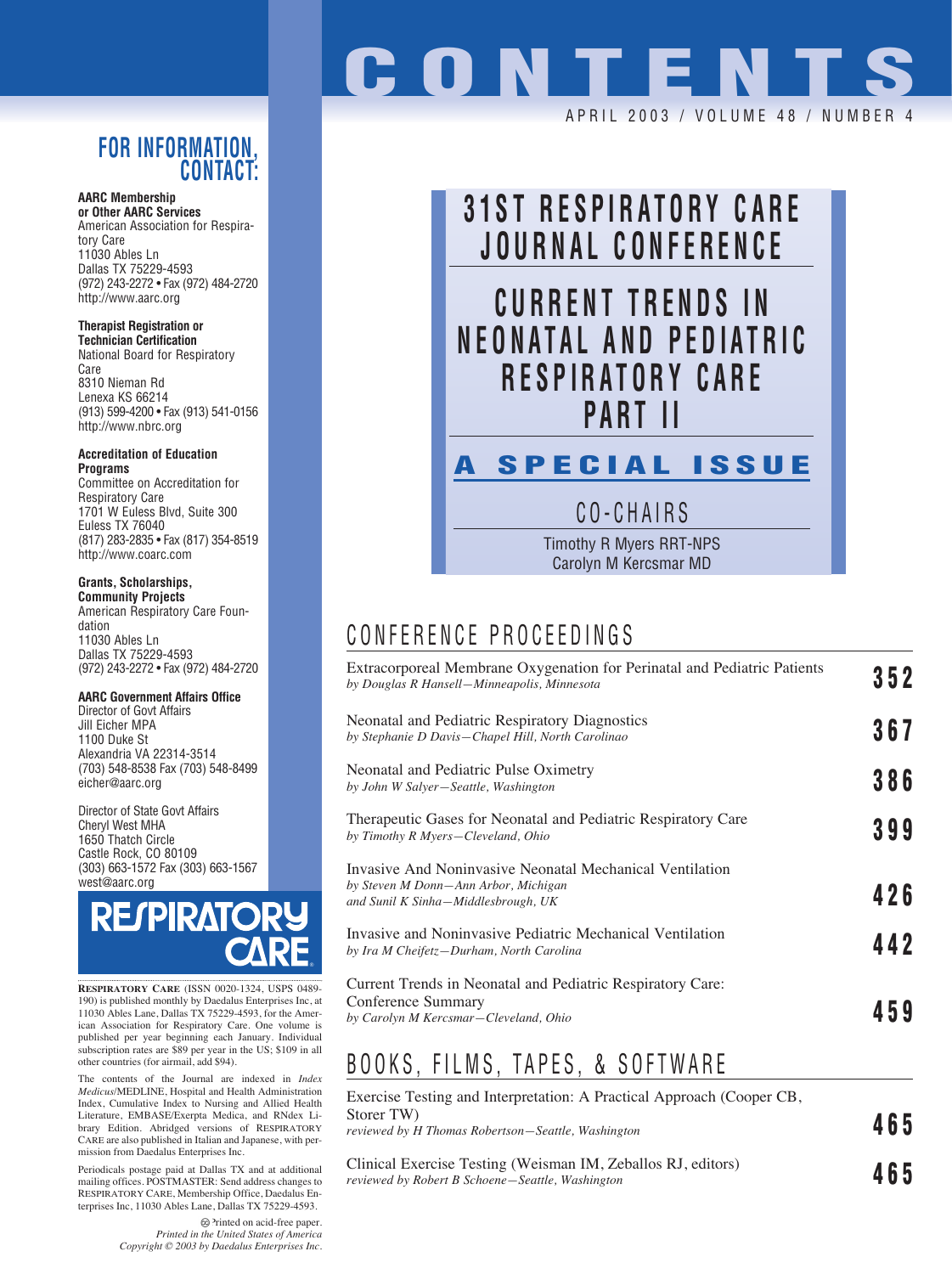# CONTENTS

APRIL 2003 / VOLUME 48 / NUMBER 4

## 31ST RESPIRATORY CARE JOURNAL CONFERENCE

## CURRENT TRENDS IN NEONATAL AND PEDIATRIC RESPIRATORY CARE PART II

### A SPECIAL ISSUE

CO-CHAIRS

Timothy R Myers RRT-NPS
Carolyn M Kercsmar MD

## CONFERENCE PROCEEDINGS

Extracorporeal Membrane Oxygenation for Perinatal and Pediatric Patients — **352**
*by Douglas R Hansell—Minneapolis, Minnesota*

Neonatal and Pediatric Respiratory Diagnostics — **367**
*by Stephanie D Davis—Chapel Hill, North Carolinao*

Neonatal and Pediatric Pulse Oximetry — **386**
*by John W Salyer—Seattle, Washington*

Therapeutic Gases for Neonatal and Pediatric Respiratory Care — **399**
*by Timothy R Myers—Cleveland, Ohio*

Invasive And Noninvasive Neonatal Mechanical Ventilation — **426**
*by Steven M Donn—Ann Arbor, Michigan*
*and Sunil K Sinha—Middlesbrough, UK*

Invasive and Noninvasive Pediatric Mechanical Ventilation — **442**
*by Ira M Cheifetz—Durham, North Carolina*

Current Trends in Neonatal and Pediatric Respiratory Care: Conference Summary — **459**
*by Carolyn M Kercsmar—Cleveland, Ohio*

## BOOKS, FILMS, TAPES, & SOFTWARE

Exercise Testing and Interpretation: A Practical Approach (Cooper CB, Storer TW) — **465**
*reviewed by H Thomas Robertson—Seattle, Washington*

Clinical Exercise Testing (Weisman IM, Zeballos RJ, editors) — **465**
*reviewed by Robert B Schoene—Seattle, Washington*

## FOR INFORMATION, CONTACT:

**AARC Membership or Other AARC Services**
American Association for Respiratory Care
11030 Ables Ln
Dallas TX 75229-4593
(972) 243-2272 • Fax (972) 484-2720
http://www.aarc.org

**Therapist Registration or Technician Certification**
National Board for Respiratory Care
8310 Nieman Rd
Lenexa KS 66214
(913) 599-4200 • Fax (913) 541-0156
http://www.nbrc.org

**Accreditation of Education Programs**
Committee on Accreditation for Respiratory Care
1701 W Euless Blvd, Suite 300
Euless TX 76040
(817) 283-2835 • Fax (817) 354-8519
http://www.coarc.com

**Grants, Scholarships, Community Projects**
American Respiratory Care Foundation
11030 Ables Ln
Dallas TX 75229-4593
(972) 243-2272 • Fax (972) 484-2720

**AARC Government Affairs Office**
Director of Govt Affairs
Jill Eicher MPA
1100 Duke St
Alexandria VA 22314-3514
(703) 548-8538 Fax (703) 548-8499
eicher@aarc.org

Director of State Govt Affairs
Cheryl West MHA
1650 Thatch Circle
Castle Rock, CO 80109
(303) 663-1572 Fax (303) 663-1567
west@aarc.org

**RESPIRATORY CARE**

**RESPIRATORY CARE** (ISSN 0020-1324, USPS 0489-190) is published monthly by Daedalus Enterprises Inc, at 11030 Ables Lane, Dallas TX 75229-4593, for the American Association for Respiratory Care. One volume is published per year beginning each January. Individual subscription rates are $89 per year in the US; $109 in all other countries (for airmail, add $94).

The contents of the Journal are indexed in *Index Medicus*/MEDLINE, Hospital and Health Administration Index, Cumulative Index to Nursing and Allied Health Literature, EMBASE/Exerpta Medica, and RNdex Library Edition. Abridged versions of RESPIRATORY CARE are also published in Italian and Japanese, with permission from Daedalus Enterprises Inc.

Periodicals postage paid at Dallas TX and at additional mailing offices. POSTMASTER: Send address changes to RESPIRATORY CARE, Membership Office, Daedalus Enterprises Inc, 11030 Ables Lane, Dallas TX 75229-4593.

Printed on acid-free paper.
*Printed in the United States of America*
*Copyright © 2003 by Daedalus Enterprises Inc.*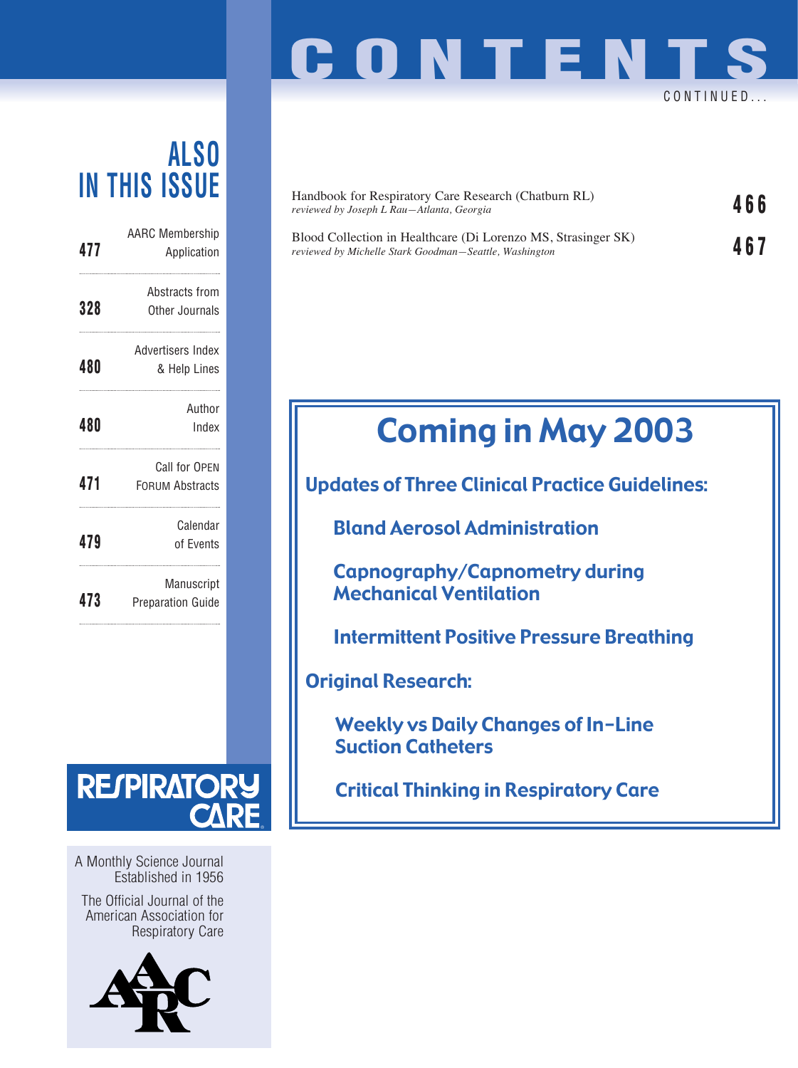# CONTENTS

CONTINUED...

Handbook for Respiratory Care Research (Chatburn RL)
*reviewed by Joseph L Rau—Atlanta, Georgia* — 466

Blood Collection in Healthcare (Di Lorenzo MS, Strasinger SK)
*reviewed by Michelle Stark Goodman—Seattle, Washington* — 467

## ALSO IN THIS ISSUE

| | |
|---|---|
| 477 | AARC Membership Application |
| 328 | Abstracts from Other Journals |
| 480 | Advertisers Index & Help Lines |
| 480 | Author Index |
| 471 | Call for OPEN FORUM Abstracts |
| 479 | Calendar of Events |
| 473 | Manuscript Preparation Guide |

## Coming in May 2003

**Updates of Three Clinical Practice Guidelines:**

- **Bland Aerosol Administration**
- **Capnography/Capnometry during Mechanical Ventilation**
- **Intermittent Positive Pressure Breathing**

**Original Research:**

- **Weekly vs Daily Changes of In-Line Suction Catheters**
- **Critical Thinking in Respiratory Care**

RESPIRATORY CARE

A Monthly Science Journal
Established in 1956

The Official Journal of the
American Association for
Respiratory Care